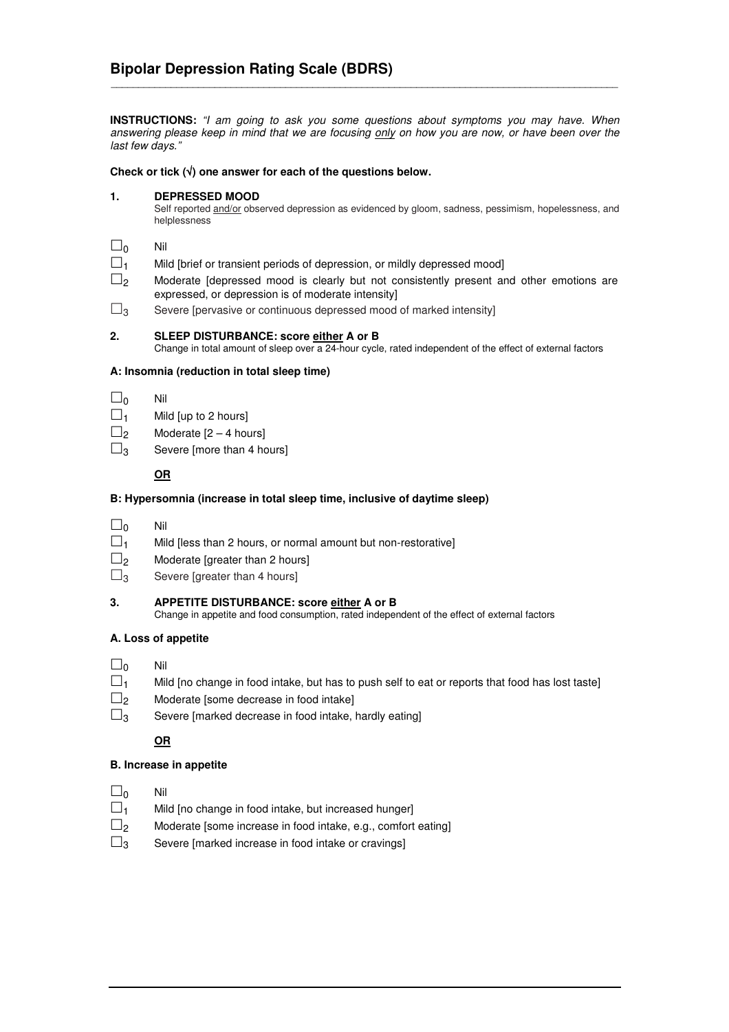# Bipolar Depression Rating Scale (BDRS)

**INSTRUCTIONS:** *"I am going to ask you some questions about symptoms you may have. When answering please keep in mind that we are focusing only on how you are now, or have been over the last few days."*

**Check or tick (√) one answer for each of the questions below.**

**1. DEPRESSED MOOD**

Self reported and/or observed depression as evidenced by gloom, sadness, pessimism, hopelessness, and helplessness

- ☐ 0 Nil
- ☐ 1 Mild [brief or transient periods of depression, or mildly depressed mood]
- ☐ 2 Moderate [depressed mood is clearly but not consistently present and other emotions are expressed, or depression is of moderate intensity]
- ☐ 3 Severe [pervasive or continuous depressed mood of marked intensity]

**2. SLEEP DISTURBANCE: score either A or B**

Change in total amount of sleep over a 24-hour cycle, rated independent of the effect of external factors

**A: Insomnia (reduction in total sleep time)**

- ☐ 0 Nil
- ☐ 1 Mild [up to 2 hours]
- ☐ 2 Moderate [2 – 4 hours]
- ☐ 3 Severe [more than 4 hours]

**OR**

**B: Hypersomnia (increase in total sleep time, inclusive of daytime sleep)**

- ☐ 0 Nil
- ☐ 1 Mild [less than 2 hours, or normal amount but non-restorative]
- ☐ 2 Moderate [greater than 2 hours]
- ☐ 3 Severe [greater than 4 hours]

**3. APPETITE DISTURBANCE: score either A or B**

Change in appetite and food consumption, rated independent of the effect of external factors

**A. Loss of appetite**

- ☐ 0 Nil
- ☐ 1 Mild [no change in food intake, but has to push self to eat or reports that food has lost taste]
- ☐ 2 Moderate [some decrease in food intake]
- ☐ 3 Severe [marked decrease in food intake, hardly eating]

**OR**

**B. Increase in appetite**

- ☐ 0 Nil
- ☐ 1 Mild [no change in food intake, but increased hunger]
- ☐ 2 Moderate [some increase in food intake, e.g., comfort eating]
- ☐ 3 Severe [marked increase in food intake or cravings]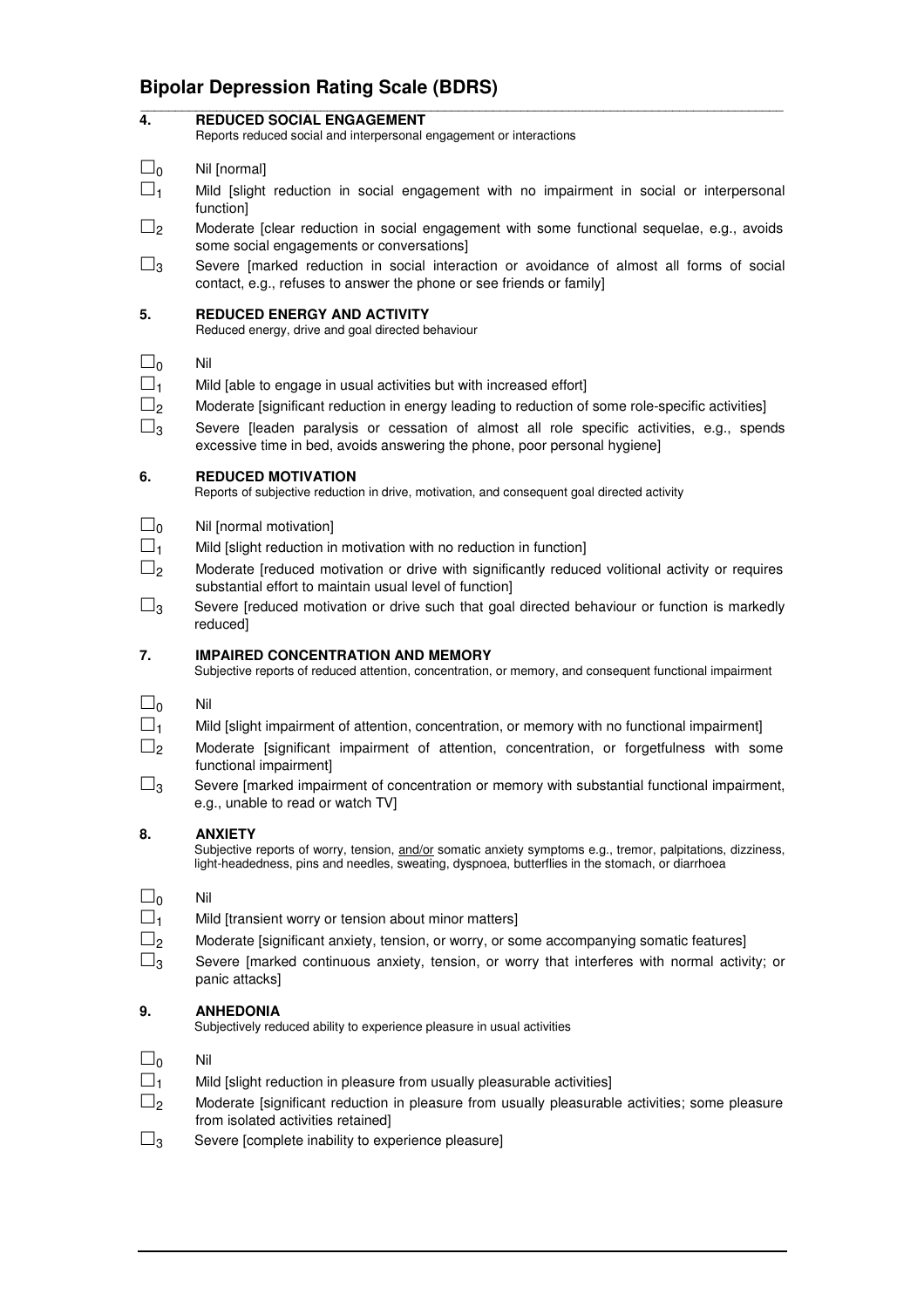## Bipolar Depression Rating Scale (BDRS)

### 4. REDUCED SOCIAL ENGAGEMENT

Reports reduced social and interpersonal engagement or interactions

- ☐0 Nil [normal]
- ☐1 Mild [slight reduction in social engagement with no impairment in social or interpersonal function]
- ☐2 Moderate [clear reduction in social engagement with some functional sequelae, e.g., avoids some social engagements or conversations]
- ☐3 Severe [marked reduction in social interaction or avoidance of almost all forms of social contact, e.g., refuses to answer the phone or see friends or family]

### 5. REDUCED ENERGY AND ACTIVITY

Reduced energy, drive and goal directed behaviour

- ☐0 Nil
- ☐1 Mild [able to engage in usual activities but with increased effort]
- ☐2 Moderate [significant reduction in energy leading to reduction of some role-specific activities]
- ☐3 Severe [leaden paralysis or cessation of almost all role specific activities, e.g., spends excessive time in bed, avoids answering the phone, poor personal hygiene]

### 6. REDUCED MOTIVATION

Reports of subjective reduction in drive, motivation, and consequent goal directed activity

- ☐0 Nil [normal motivation]
- ☐1 Mild [slight reduction in motivation with no reduction in function]
- ☐2 Moderate [reduced motivation or drive with significantly reduced volitional activity or requires substantial effort to maintain usual level of function]
- ☐3 Severe [reduced motivation or drive such that goal directed behaviour or function is markedly reduced]

### 7. IMPAIRED CONCENTRATION AND MEMORY

Subjective reports of reduced attention, concentration, or memory, and consequent functional impairment

- ☐0 Nil
- ☐1 Mild [slight impairment of attention, concentration, or memory with no functional impairment]
- ☐2 Moderate [significant impairment of attention, concentration, or forgetfulness with some functional impairment]
- ☐3 Severe [marked impairment of concentration or memory with substantial functional impairment, e.g., unable to read or watch TV]

### 8. ANXIETY

Subjective reports of worry, tension, and/or somatic anxiety symptoms e.g., tremor, palpitations, dizziness, light-headedness, pins and needles, sweating, dyspnoea, butterflies in the stomach, or diarrhoea

- ☐0 Nil
- ☐1 Mild [transient worry or tension about minor matters]
- ☐2 Moderate [significant anxiety, tension, or worry, or some accompanying somatic features]
- ☐3 Severe [marked continuous anxiety, tension, or worry that interferes with normal activity; or panic attacks]

### 9. ANHEDONIA

Subjectively reduced ability to experience pleasure in usual activities

- ☐0 Nil
- ☐1 Mild [slight reduction in pleasure from usually pleasurable activities]
- ☐2 Moderate [significant reduction in pleasure from usually pleasurable activities; some pleasure from isolated activities retained]
- ☐3 Severe [complete inability to experience pleasure]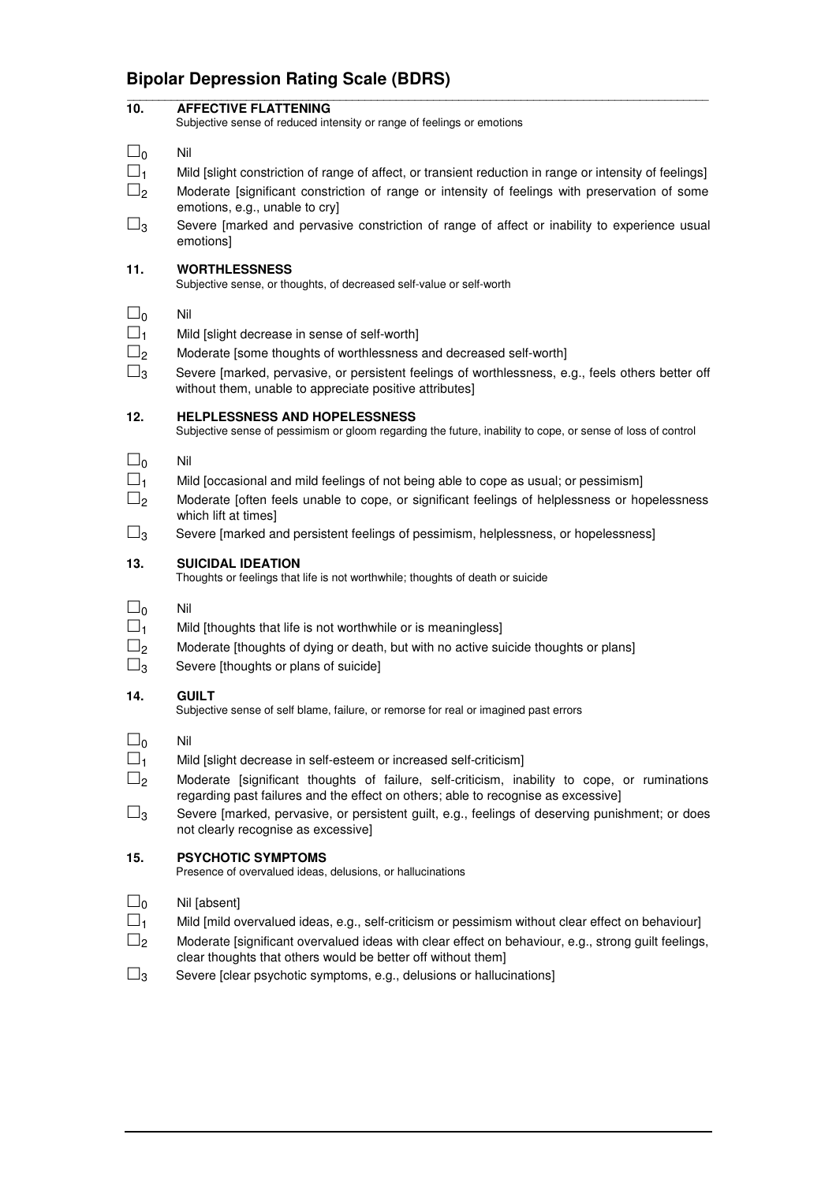## Bipolar Depression Rating Scale (BDRS)

### 10. AFFECTIVE FLATTENING

Subjective sense of reduced intensity or range of feelings or emotions

- ☐0 Nil
- ☐1 Mild [slight constriction of range of affect, or transient reduction in range or intensity of feelings]
- ☐2 Moderate [significant constriction of range or intensity of feelings with preservation of some emotions, e.g., unable to cry]
- ☐3 Severe [marked and pervasive constriction of range of affect or inability to experience usual emotions]

### 11. WORTHLESSNESS

Subjective sense, or thoughts, of decreased self-value or self-worth

- ☐0 Nil
- ☐1 Mild [slight decrease in sense of self-worth]
- ☐2 Moderate [some thoughts of worthlessness and decreased self-worth]
- ☐3 Severe [marked, pervasive, or persistent feelings of worthlessness, e.g., feels others better off without them, unable to appreciate positive attributes]

### 12. HELPLESSNESS AND HOPELESSNESS

Subjective sense of pessimism or gloom regarding the future, inability to cope, or sense of loss of control

- ☐0 Nil
- ☐1 Mild [occasional and mild feelings of not being able to cope as usual; or pessimism]
- ☐2 Moderate [often feels unable to cope, or significant feelings of helplessness or hopelessness which lift at times]
- ☐3 Severe [marked and persistent feelings of pessimism, helplessness, or hopelessness]

### 13. SUICIDAL IDEATION

Thoughts or feelings that life is not worthwhile; thoughts of death or suicide

- ☐0 Nil
- ☐1 Mild [thoughts that life is not worthwhile or is meaningless]
- ☐2 Moderate [thoughts of dying or death, but with no active suicide thoughts or plans]
- ☐3 Severe [thoughts or plans of suicide]

### 14. GUILT

Subjective sense of self blame, failure, or remorse for real or imagined past errors

- ☐0 Nil
- ☐1 Mild [slight decrease in self-esteem or increased self-criticism]
- ☐2 Moderate [significant thoughts of failure, self-criticism, inability to cope, or ruminations regarding past failures and the effect on others; able to recognise as excessive]
- ☐3 Severe [marked, pervasive, or persistent guilt, e.g., feelings of deserving punishment; or does not clearly recognise as excessive]

### 15. PSYCHOTIC SYMPTOMS

Presence of overvalued ideas, delusions, or hallucinations

- ☐0 Nil [absent]
- ☐1 Mild [mild overvalued ideas, e.g., self-criticism or pessimism without clear effect on behaviour]
- ☐2 Moderate [significant overvalued ideas with clear effect on behaviour, e.g., strong guilt feelings, clear thoughts that others would be better off without them]
- ☐3 Severe [clear psychotic symptoms, e.g., delusions or hallucinations]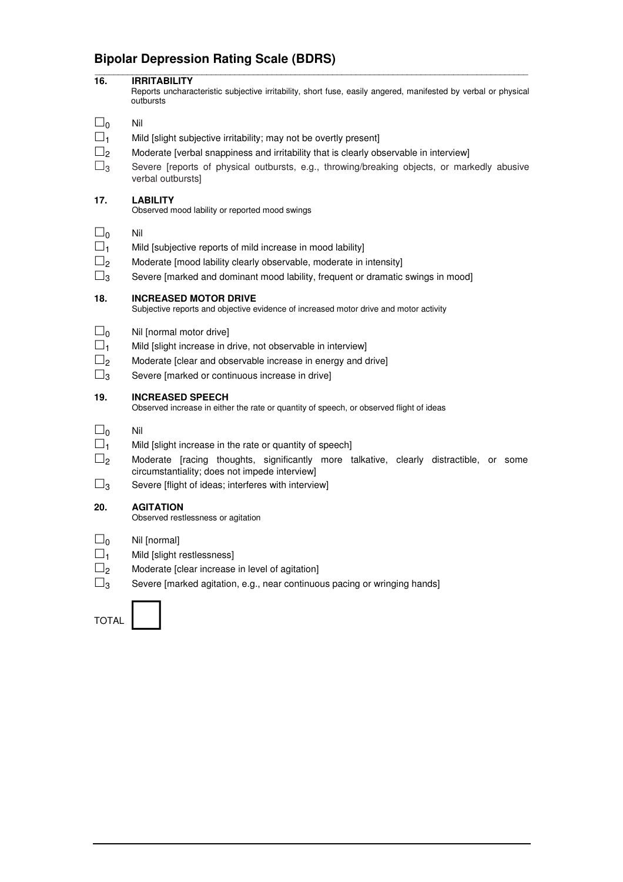## Bipolar Depression Rating Scale (BDRS)

**16. IRRITABILITY**
Reports uncharacteristic subjective irritability, short fuse, easily angered, manifested by verbal or physical outbursts

- ☐$_0$ Nil
- ☐$_1$ Mild [slight subjective irritability; may not be overtly present]
- ☐$_2$ Moderate [verbal snappiness and irritability that is clearly observable in interview]
- ☐$_3$ Severe [reports of physical outbursts, e.g., throwing/breaking objects, or markedly abusive verbal outbursts]

**17. LABILITY**
Observed mood lability or reported mood swings

- ☐$_0$ Nil
- ☐$_1$ Mild [subjective reports of mild increase in mood lability]
- ☐$_2$ Moderate [mood lability clearly observable, moderate in intensity]
- ☐$_3$ Severe [marked and dominant mood lability, frequent or dramatic swings in mood]

**18. INCREASED MOTOR DRIVE**
Subjective reports and objective evidence of increased motor drive and motor activity

- ☐$_0$ Nil [normal motor drive]
- ☐$_1$ Mild [slight increase in drive, not observable in interview]
- ☐$_2$ Moderate [clear and observable increase in energy and drive]
- ☐$_3$ Severe [marked or continuous increase in drive]

**19. INCREASED SPEECH**
Observed increase in either the rate or quantity of speech, or observed flight of ideas

- ☐$_0$ Nil
- ☐$_1$ Mild [slight increase in the rate or quantity of speech]
- ☐$_2$ Moderate [racing thoughts, significantly more talkative, clearly distractible, or some circumstantiality; does not impede interview]
- ☐$_3$ Severe [flight of ideas; interferes with interview]

**20. AGITATION**
Observed restlessness or agitation

- ☐$_0$ Nil [normal]
- ☐$_1$ Mild [slight restlessness]
- ☐$_2$ Moderate [clear increase in level of agitation]
- ☐$_3$ Severe [marked agitation, e.g., near continuous pacing or wringing hands]

TOTAL ☐